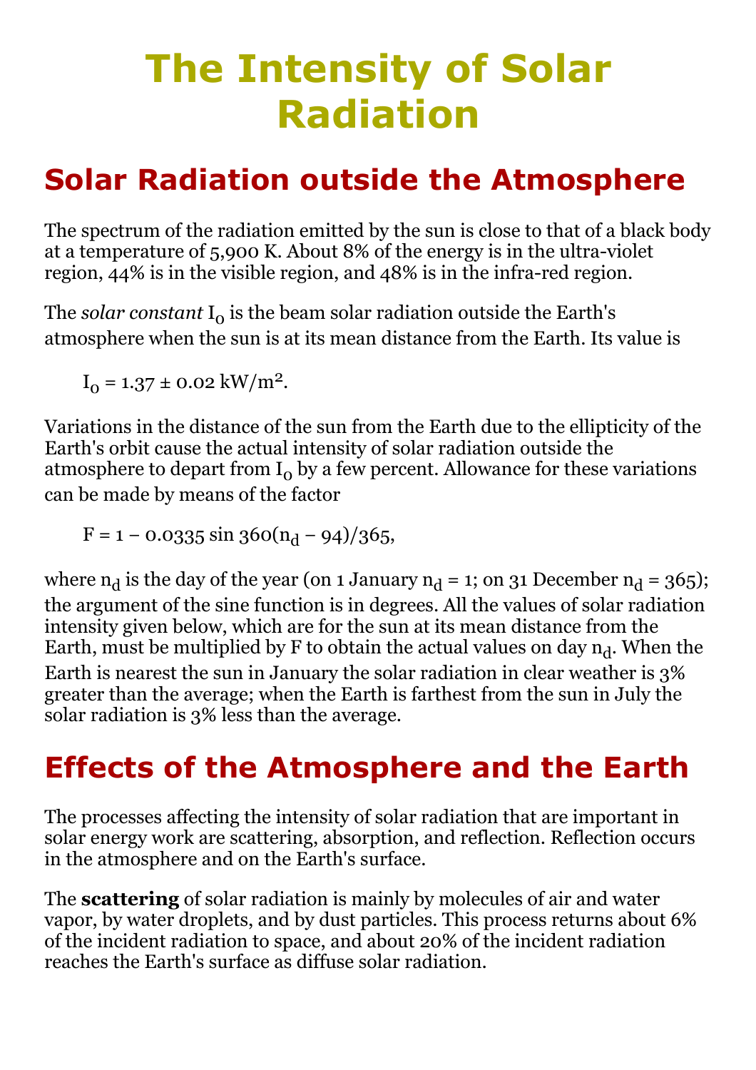# The Intensity of Solar Radiation

## Solar Radiation outside the Atmosphere

The spectrum of the radiation emitted by the sun is close to that of a black body at a temperature of 5,900 K. About 8% of the energy is in the ultra-violet region, 44% is in the visible region, and 48% is in the infra-red region.

The *solar constant* $I_0$ is the beam solar radiation outside the Earth's atmosphere when the sun is at its mean distance from the Earth. Its value is

$$I_0 = 1.37 \pm 0.02 \text{ kW/m}^2.$$

Variations in the distance of the sun from the Earth due to the ellipticity of the Earth's orbit cause the actual intensity of solar radiation outside the atmosphere to depart from $I_0$ by a few percent. Allowance for these variations can be made by means of the factor

$$F = 1 - 0.0335 \sin 360(n_d - 94)/365,$$

where $n_d$ is the day of the year (on 1 January $n_d = 1$; on 31 December $n_d = 365$); the argument of the sine function is in degrees. All the values of solar radiation intensity given below, which are for the sun at its mean distance from the Earth, must be multiplied by F to obtain the actual values on day $n_d$. When the Earth is nearest the sun in January the solar radiation in clear weather is 3% greater than the average; when the Earth is farthest from the sun in July the solar radiation is 3% less than the average.

## Effects of the Atmosphere and the Earth

The processes affecting the intensity of solar radiation that are important in solar energy work are scattering, absorption, and reflection. Reflection occurs in the atmosphere and on the Earth's surface.

The **scattering** of solar radiation is mainly by molecules of air and water vapor, by water droplets, and by dust particles. This process returns about 6% of the incident radiation to space, and about 20% of the incident radiation reaches the Earth's surface as diffuse solar radiation.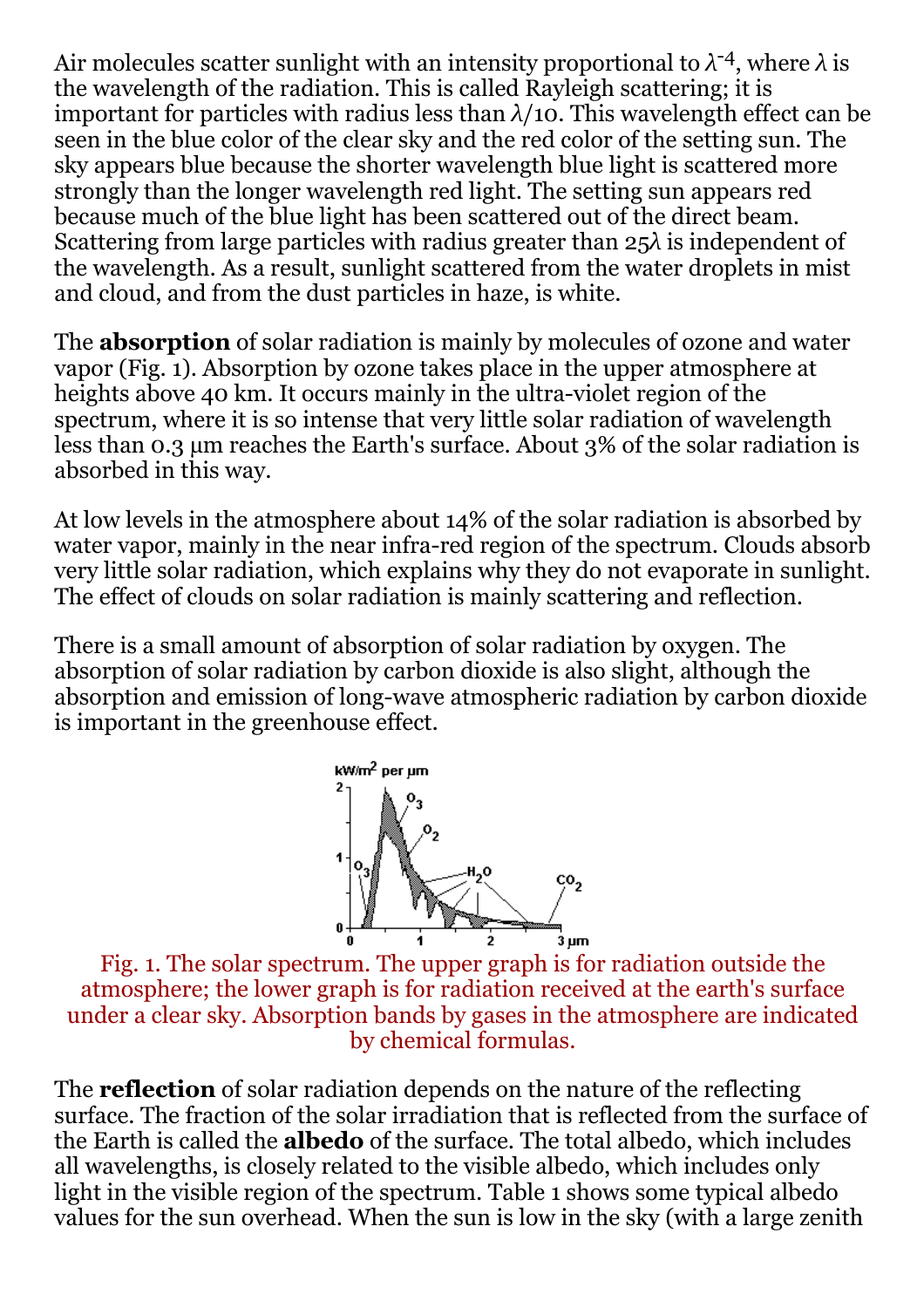Air molecules scatter sunlight with an intensity proportional to $\lambda^{-4}$, where $\lambda$ is the wavelength of the radiation. This is called Rayleigh scattering; it is important for particles with radius less than $\lambda/10$. This wavelength effect can be seen in the blue color of the clear sky and the red color of the setting sun. The sky appears blue because the shorter wavelength blue light is scattered more strongly than the longer wavelength red light. The setting sun appears red because much of the blue light has been scattered out of the direct beam. Scattering from large particles with radius greater than $25\lambda$ is independent of the wavelength. As a result, sunlight scattered from the water droplets in mist and cloud, and from the dust particles in haze, is white.

The **absorption** of solar radiation is mainly by molecules of ozone and water vapor (Fig. 1). Absorption by ozone takes place in the upper atmosphere at heights above 40 km. It occurs mainly in the ultra-violet region of the spectrum, where it is so intense that very little solar radiation of wavelength less than 0.3 µm reaches the Earth's surface. About 3% of the solar radiation is absorbed in this way.

At low levels in the atmosphere about 14% of the solar radiation is absorbed by water vapor, mainly in the near infra-red region of the spectrum. Clouds absorb very little solar radiation, which explains why they do not evaporate in sunlight. The effect of clouds on solar radiation is mainly scattering and reflection.

There is a small amount of absorption of solar radiation by oxygen. The absorption of solar radiation by carbon dioxide is also slight, although the absorption and emission of long-wave atmospheric radiation by carbon dioxide is important in the greenhouse effect.

Fig. 1. The solar spectrum. The upper graph is for radiation outside the atmosphere; the lower graph is for radiation received at the earth's surface under a clear sky. Absorption bands by gases in the atmosphere are indicated by chemical formulas.

The **reflection** of solar radiation depends on the nature of the reflecting surface. The fraction of the solar irradiation that is reflected from the surface of the Earth is called the **albedo** of the surface. The total albedo, which includes all wavelengths, is closely related to the visible albedo, which includes only light in the visible region of the spectrum. Table 1 shows some typical albedo values for the sun overhead. When the sun is low in the sky (with a large zenith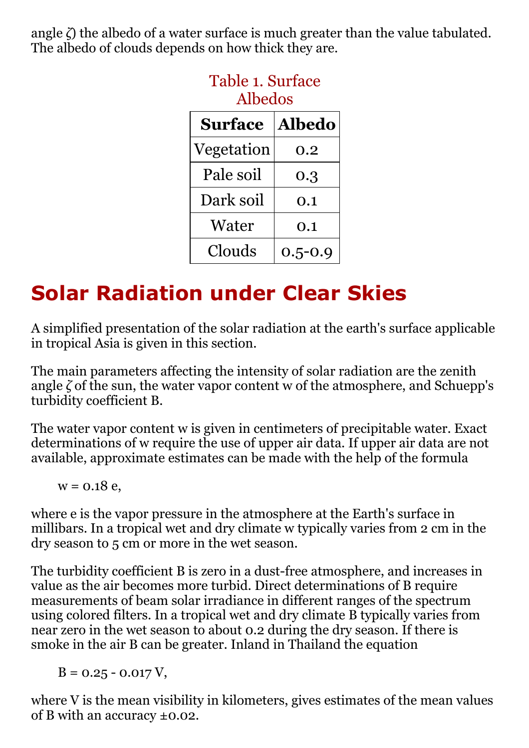angle $\zeta$) the albedo of a water surface is much greater than the value tabulated. The albedo of clouds depends on how thick they are.

Table 1. Surface Albedos

| Surface | Albedo |
|---|---|
| Vegetation | 0.2 |
| Pale soil | 0.3 |
| Dark soil | 0.1 |
| Water | 0.1 |
| Clouds | 0.5-0.9 |

## Solar Radiation under Clear Skies

A simplified presentation of the solar radiation at the earth's surface applicable in tropical Asia is given in this section.

The main parameters affecting the intensity of solar radiation are the zenith angle $\zeta$ of the sun, the water vapor content w of the atmosphere, and Schuepp's turbidity coefficient B.

The water vapor content w is given in centimeters of precipitable water. Exact determinations of w require the use of upper air data. If upper air data are not available, approximate estimates can be made with the help of the formula

$$w = 0.18\ e,$$

where e is the vapor pressure in the atmosphere at the Earth's surface in millibars. In a tropical wet and dry climate w typically varies from 2 cm in the dry season to 5 cm or more in the wet season.

The turbidity coefficient B is zero in a dust-free atmosphere, and increases in value as the air becomes more turbid. Direct determinations of B require measurements of beam solar irradiance in different ranges of the spectrum using colored filters. In a tropical wet and dry climate B typically varies from near zero in the wet season to about 0.2 during the dry season. If there is smoke in the air B can be greater. Inland in Thailand the equation

$$B = 0.25 - 0.017\ V,$$

where V is the mean visibility in kilometers, gives estimates of the mean values of B with an accuracy ±0.02.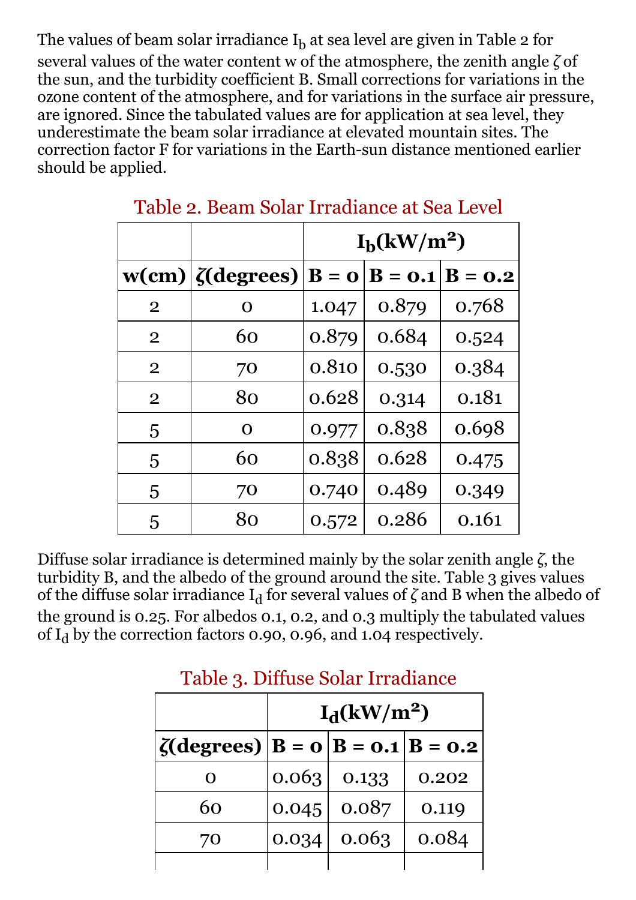The values of beam solar irradiance $I_b$ at sea level are given in Table 2 for several values of the water content w of the atmosphere, the zenith angle $\zeta$ of the sun, and the turbidity coefficient B. Small corrections for variations in the ozone content of the atmosphere, and for variations in the surface air pressure, are ignored. Since the tabulated values are for application at sea level, they underestimate the beam solar irradiance at elevated mountain sites. The correction factor F for variations in the Earth-sun distance mentioned earlier should be applied.

Table 2. Beam Solar Irradiance at Sea Level

| | | $I_b$(kW/m$^2$) | | |
|---|---|---|---|---|
| **w(cm)** | **$\zeta$(degrees)** | **B = 0** | **B = 0.1** | **B = 0.2** |
| 2 | 0 | 1.047 | 0.879 | 0.768 |
| 2 | 60 | 0.879 | 0.684 | 0.524 |
| 2 | 70 | 0.810 | 0.530 | 0.384 |
| 2 | 80 | 0.628 | 0.314 | 0.181 |
| 5 | 0 | 0.977 | 0.838 | 0.698 |
| 5 | 60 | 0.838 | 0.628 | 0.475 |
| 5 | 70 | 0.740 | 0.489 | 0.349 |
| 5 | 80 | 0.572 | 0.286 | 0.161 |

Diffuse solar irradiance is determined mainly by the solar zenith angle $\zeta$, the turbidity B, and the albedo of the ground around the site. Table 3 gives values of the diffuse solar irradiance $I_d$ for several values of $\zeta$ and B when the albedo of the ground is 0.25. For albedos 0.1, 0.2, and 0.3 multiply the tabulated values of $I_d$ by the correction factors 0.90, 0.96, and 1.04 respectively.

Table 3. Diffuse Solar Irradiance

| | $I_d$(kW/m$^2$) | | |
|---|---|---|---|
| **$\zeta$(degrees)** | **B = 0** | **B = 0.1** | **B = 0.2** |
| 0 | 0.063 | 0.133 | 0.202 |
| 60 | 0.045 | 0.087 | 0.119 |
| 70 | 0.034 | 0.063 | 0.084 |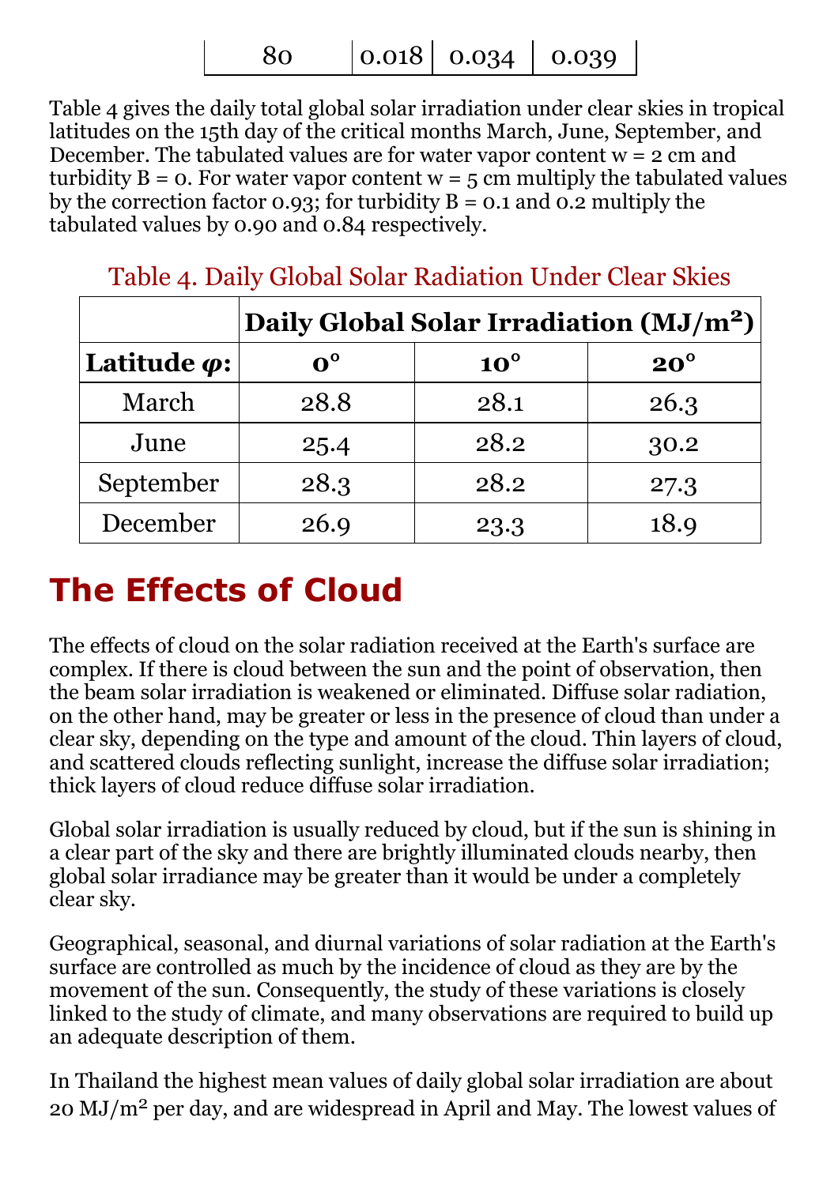| 80 | 0.018 | 0.034 | 0.039 |
|---|---|---|---|

Table 4 gives the daily total global solar irradiation under clear skies in tropical latitudes on the 15th day of the critical months March, June, September, and December. The tabulated values are for water vapor content w = 2 cm and turbidity B = 0. For water vapor content w = 5 cm multiply the tabulated values by the correction factor 0.93; for turbidity B = 0.1 and 0.2 multiply the tabulated values by 0.90 and 0.84 respectively.

Table 4. Daily Global Solar Radiation Under Clear Skies

| | **Daily Global Solar Irradiation ($MJ/m^2$)** | | |
|---|---|---|---|
| **Latitude $\varphi$:** | **0°** | **10°** | **20°** |
| March | 28.8 | 28.1 | 26.3 |
| June | 25.4 | 28.2 | 30.2 |
| September | 28.3 | 28.2 | 27.3 |
| December | 26.9 | 23.3 | 18.9 |

## The Effects of Cloud

The effects of cloud on the solar radiation received at the Earth's surface are complex. If there is cloud between the sun and the point of observation, then the beam solar irradiation is weakened or eliminated. Diffuse solar radiation, on the other hand, may be greater or less in the presence of cloud than under a clear sky, depending on the type and amount of the cloud. Thin layers of cloud, and scattered clouds reflecting sunlight, increase the diffuse solar irradiation; thick layers of cloud reduce diffuse solar irradiation.

Global solar irradiation is usually reduced by cloud, but if the sun is shining in a clear part of the sky and there are brightly illuminated clouds nearby, then global solar irradiance may be greater than it would be under a completely clear sky.

Geographical, seasonal, and diurnal variations of solar radiation at the Earth's surface are controlled as much by the incidence of cloud as they are by the movement of the sun. Consequently, the study of these variations is closely linked to the study of climate, and many observations are required to build up an adequate description of them.

In Thailand the highest mean values of daily global solar irradiation are about 20 $MJ/m^2$ per day, and are widespread in April and May. The lowest values of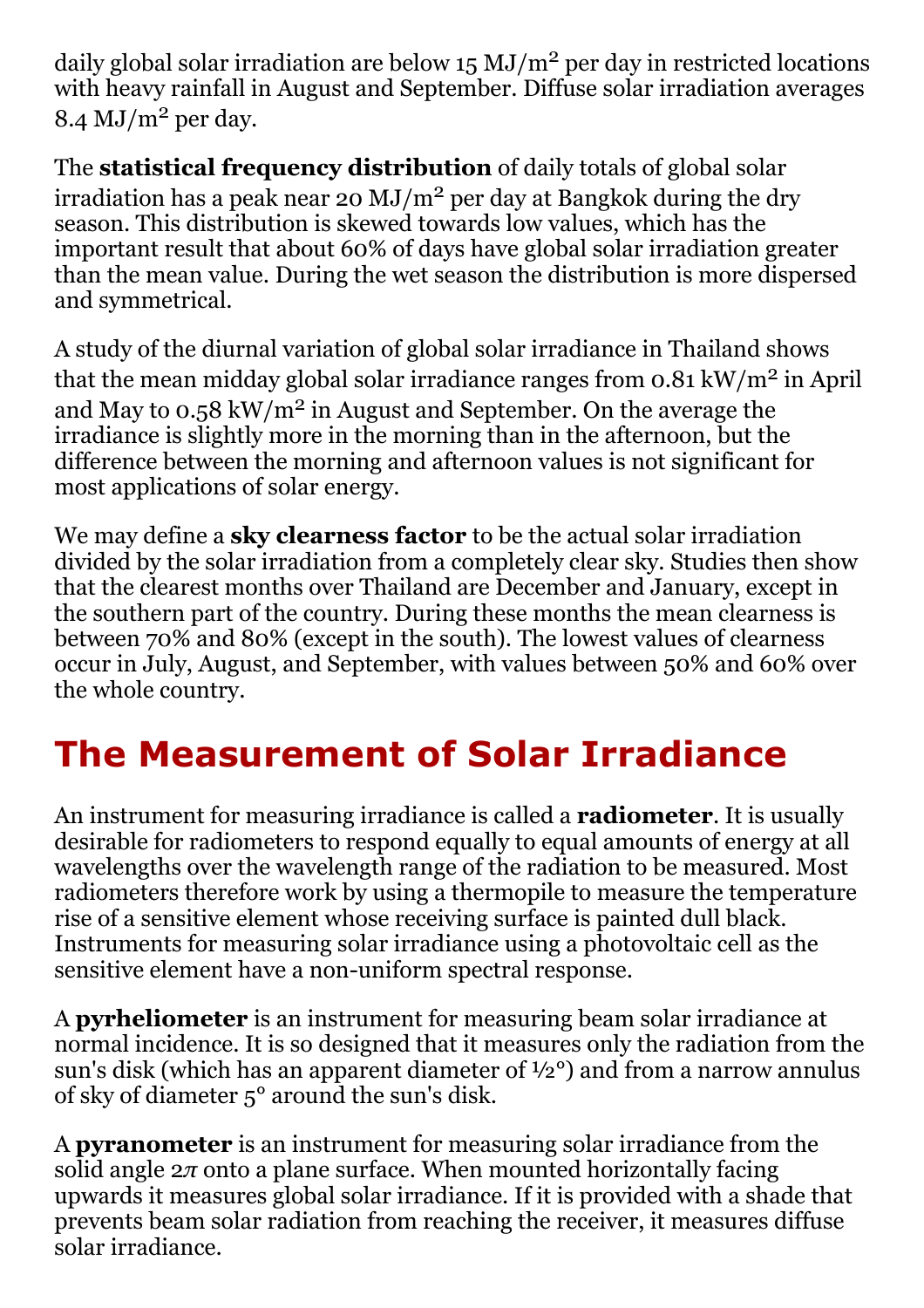daily global solar irradiation are below 15 MJ/m$^2$ per day in restricted locations with heavy rainfall in August and September. Diffuse solar irradiation averages 8.4 MJ/m$^2$ per day.

The **statistical frequency distribution** of daily totals of global solar irradiation has a peak near 20 MJ/m$^2$ per day at Bangkok during the dry season. This distribution is skewed towards low values, which has the important result that about 60% of days have global solar irradiation greater than the mean value. During the wet season the distribution is more dispersed and symmetrical.

A study of the diurnal variation of global solar irradiance in Thailand shows that the mean midday global solar irradiance ranges from 0.81 kW/m$^2$ in April and May to 0.58 kW/m$^2$ in August and September. On the average the irradiance is slightly more in the morning than in the afternoon, but the difference between the morning and afternoon values is not significant for most applications of solar energy.

We may define a **sky clearness factor** to be the actual solar irradiation divided by the solar irradiation from a completely clear sky. Studies then show that the clearest months over Thailand are December and January, except in the southern part of the country. During these months the mean clearness is between 70% and 80% (except in the south). The lowest values of clearness occur in July, August, and September, with values between 50% and 60% over the whole country.

# The Measurement of Solar Irradiance

An instrument for measuring irradiance is called a **radiometer**. It is usually desirable for radiometers to respond equally to equal amounts of energy at all wavelengths over the wavelength range of the radiation to be measured. Most radiometers therefore work by using a thermopile to measure the temperature rise of a sensitive element whose receiving surface is painted dull black. Instruments for measuring solar irradiance using a photovoltaic cell as the sensitive element have a non-uniform spectral response.

A **pyrheliometer** is an instrument for measuring beam solar irradiance at normal incidence. It is so designed that it measures only the radiation from the sun's disk (which has an apparent diameter of ½°) and from a narrow annulus of sky of diameter 5° around the sun's disk.

A **pyranometer** is an instrument for measuring solar irradiance from the solid angle $2\pi$ onto a plane surface. When mounted horizontally facing upwards it measures global solar irradiance. If it is provided with a shade that prevents beam solar radiation from reaching the receiver, it measures diffuse solar irradiance.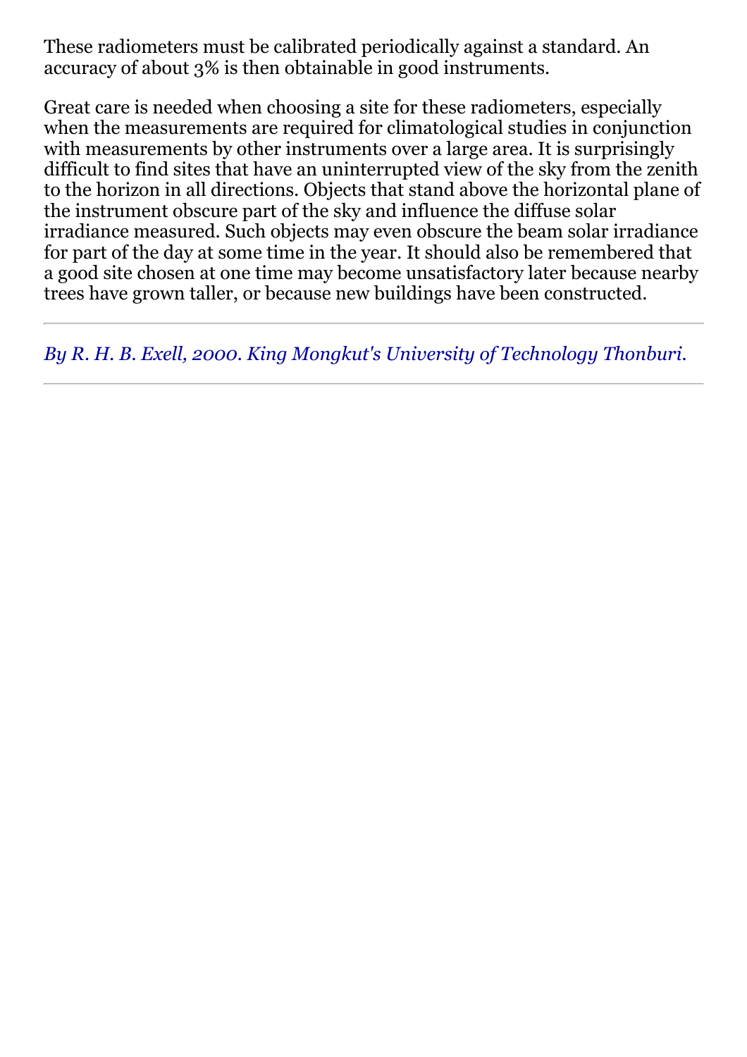These radiometers must be calibrated periodically against a standard. An accuracy of about 3% is then obtainable in good instruments.

Great care is needed when choosing a site for these radiometers, especially when the measurements are required for climatological studies in conjunction with measurements by other instruments over a large area. It is surprisingly difficult to find sites that have an uninterrupted view of the sky from the zenith to the horizon in all directions. Objects that stand above the horizontal plane of the instrument obscure part of the sky and influence the diffuse solar irradiance measured. Such objects may even obscure the beam solar irradiance for part of the day at some time in the year. It should also be remembered that a good site chosen at one time may become unsatisfactory later because nearby trees have grown taller, or because new buildings have been constructed.

---

*By R. H. B. Exell, 2000. King Mongkut's University of Technology Thonburi.*

---